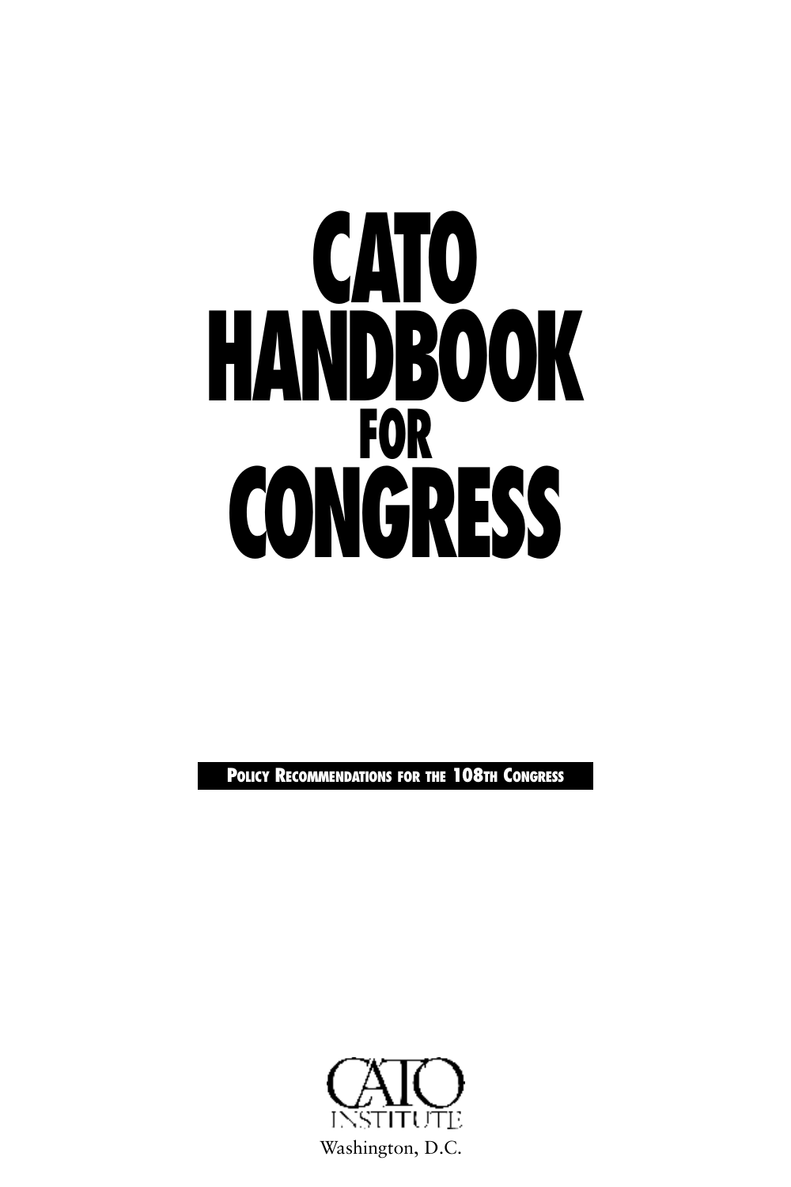# CATO HANDBOOK FOR CONGRESS

**POLICY RECOMMENDATIONS FOR THE 108TH CONGRESS**

CATO INSTITUTE

Washington, D.C.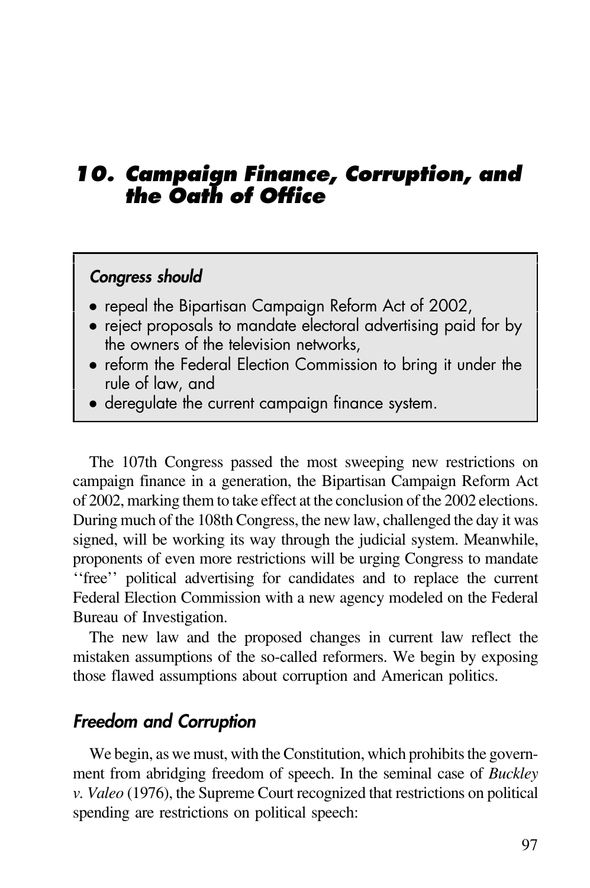# 10. Campaign Finance, Corruption, and the Oath of Office

*Congress should*

- repeal the Bipartisan Campaign Reform Act of 2002,
- reject proposals to mandate electoral advertising paid for by the owners of the television networks,
- reform the Federal Election Commission to bring it under the rule of law, and
- deregulate the current campaign finance system.

The 107th Congress passed the most sweeping new restrictions on campaign finance in a generation, the Bipartisan Campaign Reform Act of 2002, marking them to take effect at the conclusion of the 2002 elections. During much of the 108th Congress, the new law, challenged the day it was signed, will be working its way through the judicial system. Meanwhile, proponents of even more restrictions will be urging Congress to mandate ''free'' political advertising for candidates and to replace the current Federal Election Commission with a new agency modeled on the Federal Bureau of Investigation.

The new law and the proposed changes in current law reflect the mistaken assumptions of the so-called reformers. We begin by exposing those flawed assumptions about corruption and American politics.

## Freedom and Corruption

We begin, as we must, with the Constitution, which prohibits the government from abridging freedom of speech. In the seminal case of *Buckley v. Valeo* (1976), the Supreme Court recognized that restrictions on political spending are restrictions on political speech: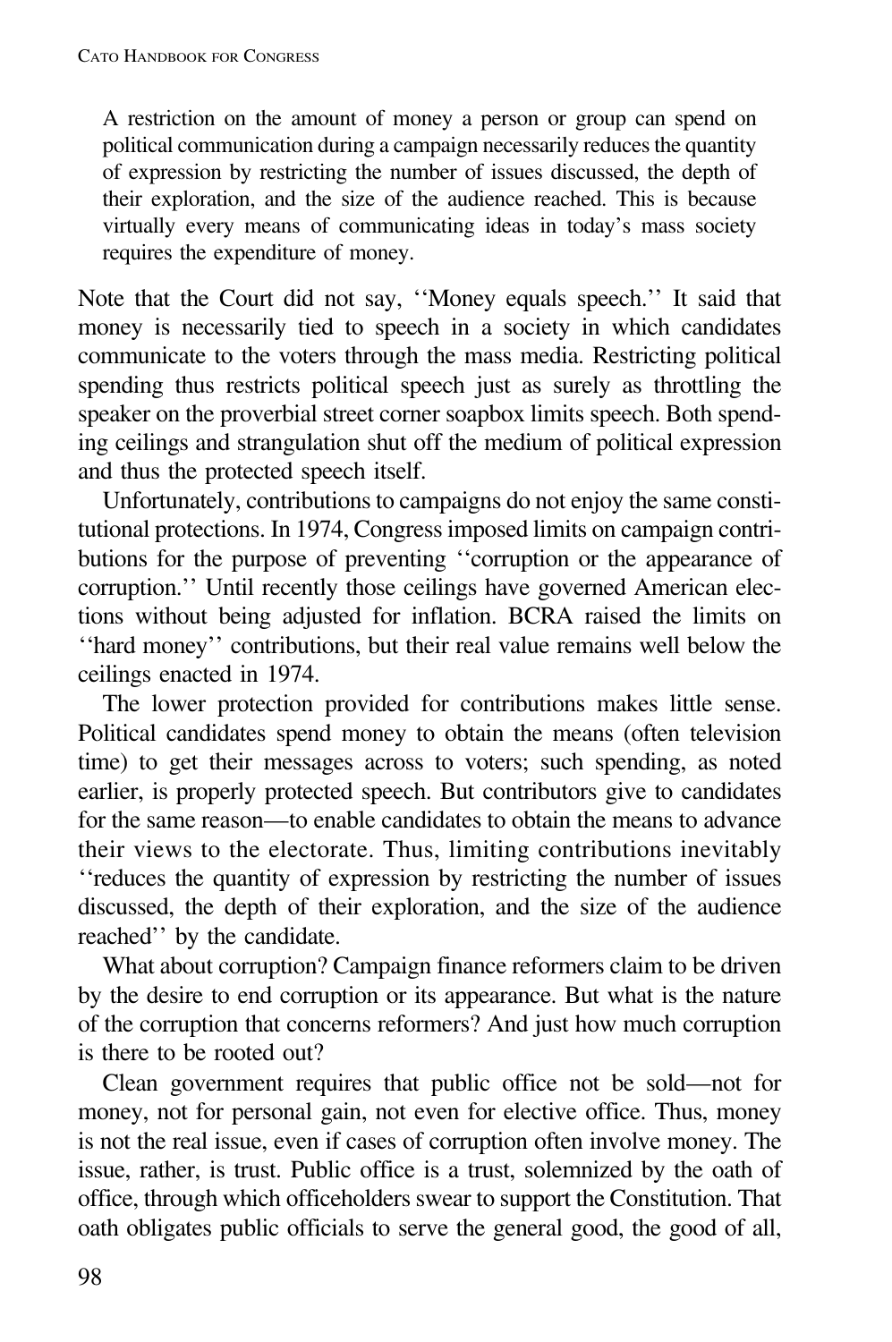> A restriction on the amount of money a person or group can spend on political communication during a campaign necessarily reduces the quantity of expression by restricting the number of issues discussed, the depth of their exploration, and the size of the audience reached. This is because virtually every means of communicating ideas in today's mass society requires the expenditure of money.

Note that the Court did not say, ''Money equals speech.'' It said that money is necessarily tied to speech in a society in which candidates communicate to the voters through the mass media. Restricting political spending thus restricts political speech just as surely as throttling the speaker on the proverbial street corner soapbox limits speech. Both spending ceilings and strangulation shut off the medium of political expression and thus the protected speech itself.

Unfortunately, contributions to campaigns do not enjoy the same constitutional protections. In 1974, Congress imposed limits on campaign contributions for the purpose of preventing ''corruption or the appearance of corruption.'' Until recently those ceilings have governed American elections without being adjusted for inflation. BCRA raised the limits on ''hard money'' contributions, but their real value remains well below the ceilings enacted in 1974.

The lower protection provided for contributions makes little sense. Political candidates spend money to obtain the means (often television time) to get their messages across to voters; such spending, as noted earlier, is properly protected speech. But contributors give to candidates for the same reason—to enable candidates to obtain the means to advance their views to the electorate. Thus, limiting contributions inevitably ''reduces the quantity of expression by restricting the number of issues discussed, the depth of their exploration, and the size of the audience reached'' by the candidate.

What about corruption? Campaign finance reformers claim to be driven by the desire to end corruption or its appearance. But what is the nature of the corruption that concerns reformers? And just how much corruption is there to be rooted out?

Clean government requires that public office not be sold—not for money, not for personal gain, not even for elective office. Thus, money is not the real issue, even if cases of corruption often involve money. The issue, rather, is trust. Public office is a trust, solemnized by the oath of office, through which officeholders swear to support the Constitution. That oath obligates public officials to serve the general good, the good of all,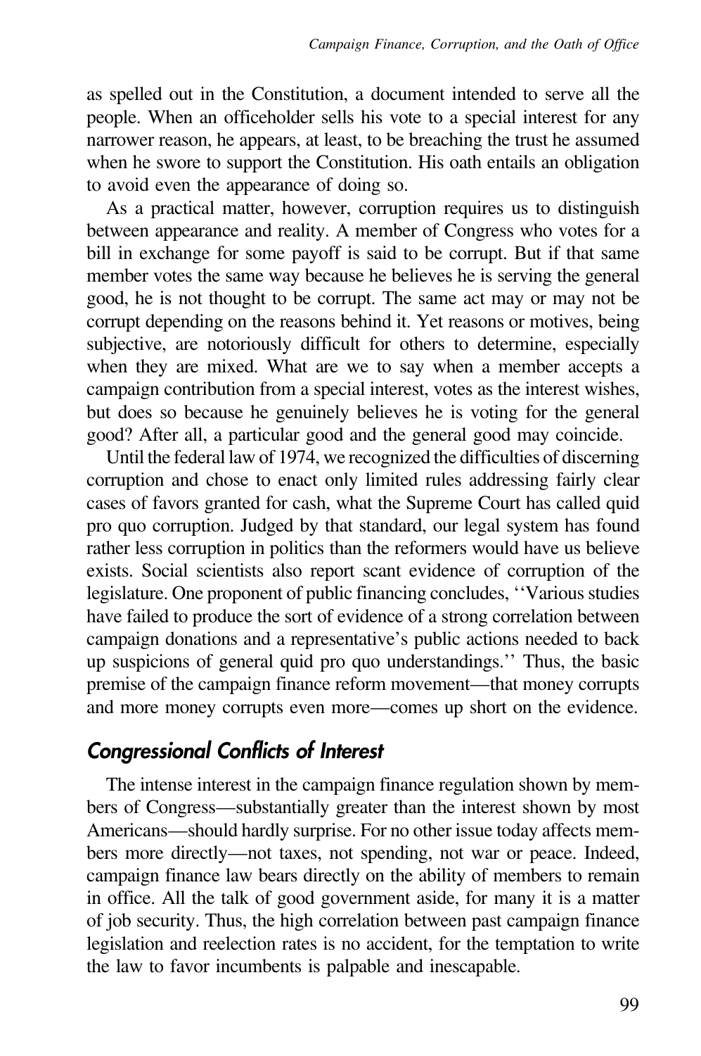as spelled out in the Constitution, a document intended to serve all the people. When an officeholder sells his vote to a special interest for any narrower reason, he appears, at least, to be breaching the trust he assumed when he swore to support the Constitution. His oath entails an obligation to avoid even the appearance of doing so.

As a practical matter, however, corruption requires us to distinguish between appearance and reality. A member of Congress who votes for a bill in exchange for some payoff is said to be corrupt. But if that same member votes the same way because he believes he is serving the general good, he is not thought to be corrupt. The same act may or may not be corrupt depending on the reasons behind it. Yet reasons or motives, being subjective, are notoriously difficult for others to determine, especially when they are mixed. What are we to say when a member accepts a campaign contribution from a special interest, votes as the interest wishes, but does so because he genuinely believes he is voting for the general good? After all, a particular good and the general good may coincide.

Until the federal law of 1974, we recognized the difficulties of discerning corruption and chose to enact only limited rules addressing fairly clear cases of favors granted for cash, what the Supreme Court has called quid pro quo corruption. Judged by that standard, our legal system has found rather less corruption in politics than the reformers would have us believe exists. Social scientists also report scant evidence of corruption of the legislature. One proponent of public financing concludes, ''Various studies have failed to produce the sort of evidence of a strong correlation between campaign donations and a representative's public actions needed to back up suspicions of general quid pro quo understandings.'' Thus, the basic premise of the campaign finance reform movement—that money corrupts and more money corrupts even more—comes up short on the evidence.

## *Congressional Conflicts of Interest*

The intense interest in the campaign finance regulation shown by members of Congress—substantially greater than the interest shown by most Americans—should hardly surprise. For no other issue today affects members more directly—not taxes, not spending, not war or peace. Indeed, campaign finance law bears directly on the ability of members to remain in office. All the talk of good government aside, for many it is a matter of job security. Thus, the high correlation between past campaign finance legislation and reelection rates is no accident, for the temptation to write the law to favor incumbents is palpable and inescapable.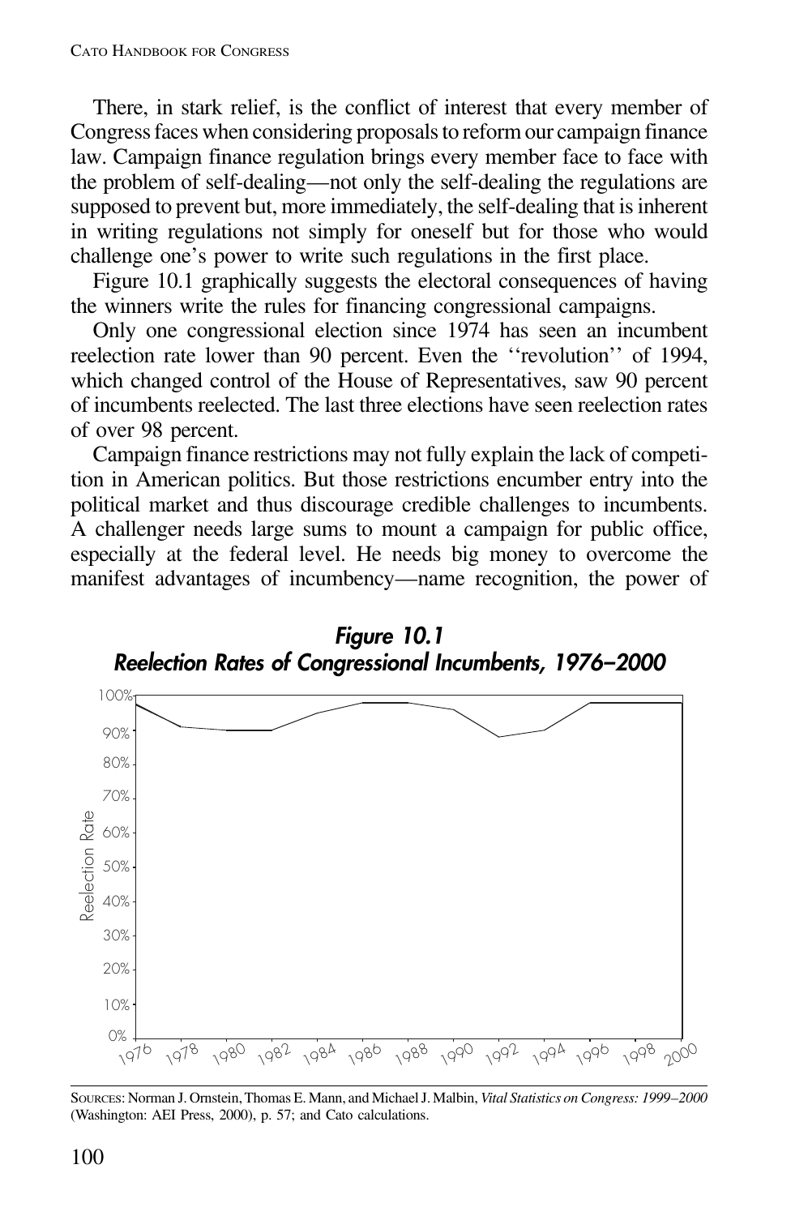There, in stark relief, is the conflict of interest that every member of Congress faces when considering proposals to reform our campaign finance law. Campaign finance regulation brings every member face to face with the problem of self-dealing—not only the self-dealing the regulations are supposed to prevent but, more immediately, the self-dealing that is inherent in writing regulations not simply for oneself but for those who would challenge one's power to write such regulations in the first place.

Figure 10.1 graphically suggests the electoral consequences of having the winners write the rules for financing congressional campaigns.

Only one congressional election since 1974 has seen an incumbent reelection rate lower than 90 percent. Even the ''revolution'' of 1994, which changed control of the House of Representatives, saw 90 percent of incumbents reelected. The last three elections have seen reelection rates of over 98 percent.

Campaign finance restrictions may not fully explain the lack of competition in American politics. But those restrictions encumber entry into the political market and thus discourage credible challenges to incumbents. A challenger needs large sums to mount a campaign for public office, especially at the federal level. He needs big money to overcome the manifest advantages of incumbency—name recognition, the power of

***Figure 10.1***
***Reelection Rates of Congressional Incumbents, 1976–2000***

SOURCES: Norman J. Ornstein, Thomas E. Mann, and Michael J. Malbin, *Vital Statistics on Congress: 1999–2000* (Washington: AEI Press, 2000), p. 57; and Cato calculations.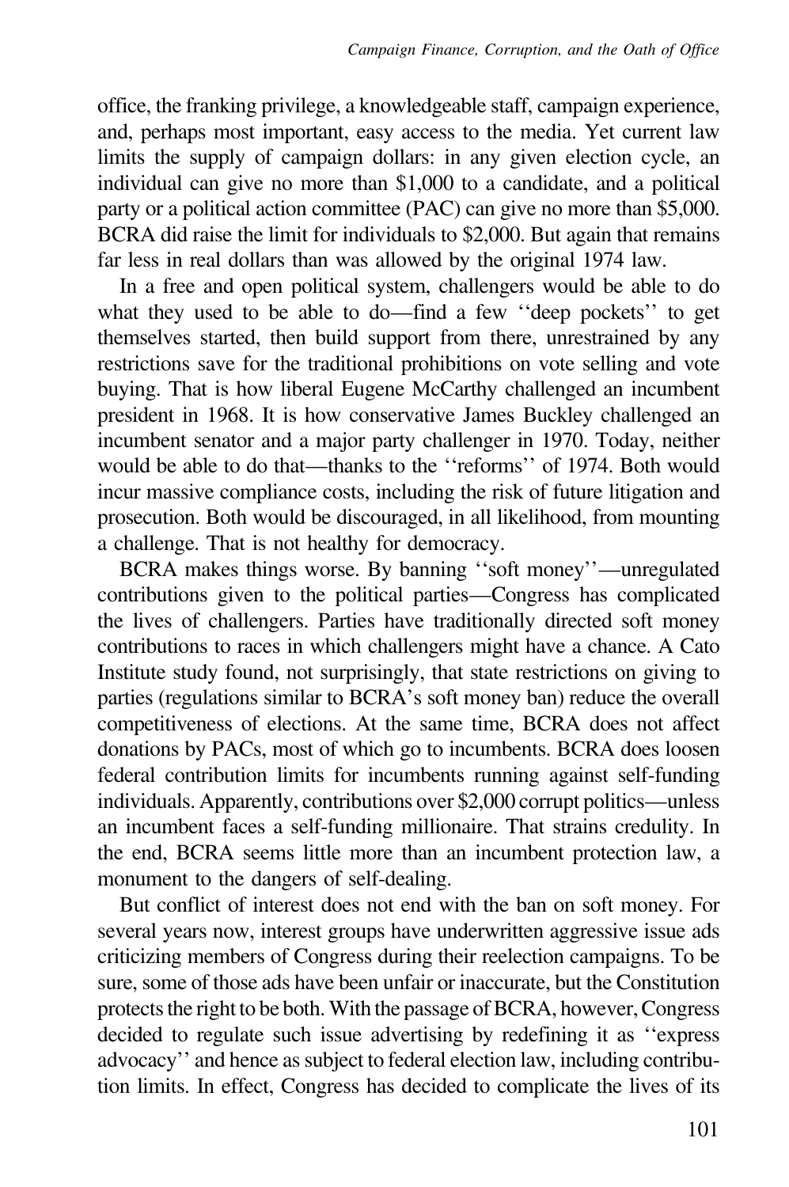office, the franking privilege, a knowledgeable staff, campaign experience, and, perhaps most important, easy access to the media. Yet current law limits the supply of campaign dollars: in any given election cycle, an individual can give no more than $1,000 to a candidate, and a political party or a political action committee (PAC) can give no more than $5,000. BCRA did raise the limit for individuals to $2,000. But again that remains far less in real dollars than was allowed by the original 1974 law.

In a free and open political system, challengers would be able to do what they used to be able to do—find a few ''deep pockets'' to get themselves started, then build support from there, unrestrained by any restrictions save for the traditional prohibitions on vote selling and vote buying. That is how liberal Eugene McCarthy challenged an incumbent president in 1968. It is how conservative James Buckley challenged an incumbent senator and a major party challenger in 1970. Today, neither would be able to do that—thanks to the ''reforms'' of 1974. Both would incur massive compliance costs, including the risk of future litigation and prosecution. Both would be discouraged, in all likelihood, from mounting a challenge. That is not healthy for democracy.

BCRA makes things worse. By banning ''soft money''—unregulated contributions given to the political parties—Congress has complicated the lives of challengers. Parties have traditionally directed soft money contributions to races in which challengers might have a chance. A Cato Institute study found, not surprisingly, that state restrictions on giving to parties (regulations similar to BCRA's soft money ban) reduce the overall competitiveness of elections. At the same time, BCRA does not affect donations by PACs, most of which go to incumbents. BCRA does loosen federal contribution limits for incumbents running against self-funding individuals. Apparently, contributions over $2,000 corrupt politics—unless an incumbent faces a self-funding millionaire. That strains credulity. In the end, BCRA seems little more than an incumbent protection law, a monument to the dangers of self-dealing.

But conflict of interest does not end with the ban on soft money. For several years now, interest groups have underwritten aggressive issue ads criticizing members of Congress during their reelection campaigns. To be sure, some of those ads have been unfair or inaccurate, but the Constitution protects the right to be both. With the passage of BCRA, however, Congress decided to regulate such issue advertising by redefining it as ''express advocacy'' and hence as subject to federal election law, including contribution limits. In effect, Congress has decided to complicate the lives of its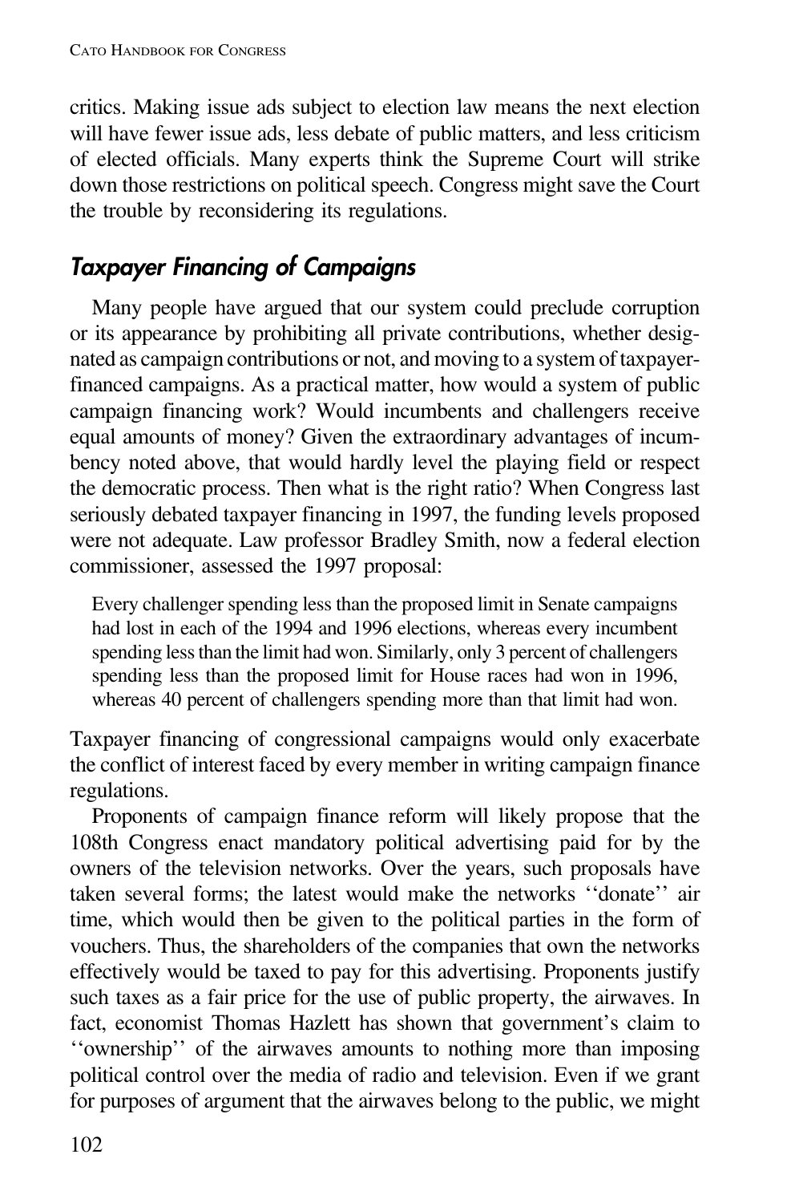critics. Making issue ads subject to election law means the next election will have fewer issue ads, less debate of public matters, and less criticism of elected officials. Many experts think the Supreme Court will strike down those restrictions on political speech. Congress might save the Court the trouble by reconsidering its regulations.

## *Taxpayer Financing of Campaigns*

Many people have argued that our system could preclude corruption or its appearance by prohibiting all private contributions, whether designated as campaign contributions or not, and moving to a system of taxpayer-financed campaigns. As a practical matter, how would a system of public campaign financing work? Would incumbents and challengers receive equal amounts of money? Given the extraordinary advantages of incumbency noted above, that would hardly level the playing field or respect the democratic process. Then what is the right ratio? When Congress last seriously debated taxpayer financing in 1997, the funding levels proposed were not adequate. Law professor Bradley Smith, now a federal election commissioner, assessed the 1997 proposal:

> Every challenger spending less than the proposed limit in Senate campaigns had lost in each of the 1994 and 1996 elections, whereas every incumbent spending less than the limit had won. Similarly, only 3 percent of challengers spending less than the proposed limit for House races had won in 1996, whereas 40 percent of challengers spending more than that limit had won.

Taxpayer financing of congressional campaigns would only exacerbate the conflict of interest faced by every member in writing campaign finance regulations.

Proponents of campaign finance reform will likely propose that the 108th Congress enact mandatory political advertising paid for by the owners of the television networks. Over the years, such proposals have taken several forms; the latest would make the networks ''donate'' air time, which would then be given to the political parties in the form of vouchers. Thus, the shareholders of the companies that own the networks effectively would be taxed to pay for this advertising. Proponents justify such taxes as a fair price for the use of public property, the airwaves. In fact, economist Thomas Hazlett has shown that government's claim to ''ownership'' of the airwaves amounts to nothing more than imposing political control over the media of radio and television. Even if we grant for purposes of argument that the airwaves belong to the public, we might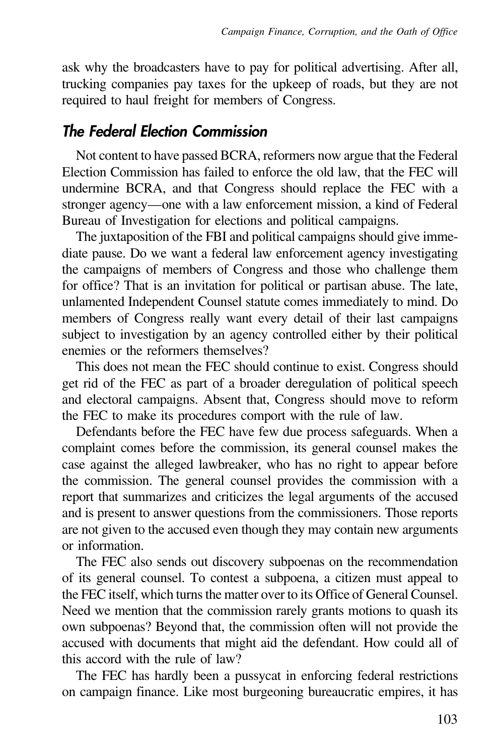ask why the broadcasters have to pay for political advertising. After all, trucking companies pay taxes for the upkeep of roads, but they are not required to haul freight for members of Congress.

## *The Federal Election Commission*

Not content to have passed BCRA, reformers now argue that the Federal Election Commission has failed to enforce the old law, that the FEC will undermine BCRA, and that Congress should replace the FEC with a stronger agency—one with a law enforcement mission, a kind of Federal Bureau of Investigation for elections and political campaigns.

The juxtaposition of the FBI and political campaigns should give immediate pause. Do we want a federal law enforcement agency investigating the campaigns of members of Congress and those who challenge them for office? That is an invitation for political or partisan abuse. The late, unlamented Independent Counsel statute comes immediately to mind. Do members of Congress really want every detail of their last campaigns subject to investigation by an agency controlled either by their political enemies or the reformers themselves?

This does not mean the FEC should continue to exist. Congress should get rid of the FEC as part of a broader deregulation of political speech and electoral campaigns. Absent that, Congress should move to reform the FEC to make its procedures comport with the rule of law.

Defendants before the FEC have few due process safeguards. When a complaint comes before the commission, its general counsel makes the case against the alleged lawbreaker, who has no right to appear before the commission. The general counsel provides the commission with a report that summarizes and criticizes the legal arguments of the accused and is present to answer questions from the commissioners. Those reports are not given to the accused even though they may contain new arguments or information.

The FEC also sends out discovery subpoenas on the recommendation of its general counsel. To contest a subpoena, a citizen must appeal to the FEC itself, which turns the matter over to its Office of General Counsel. Need we mention that the commission rarely grants motions to quash its own subpoenas? Beyond that, the commission often will not provide the accused with documents that might aid the defendant. How could all of this accord with the rule of law?

The FEC has hardly been a pussycat in enforcing federal restrictions on campaign finance. Like most burgeoning bureaucratic empires, it has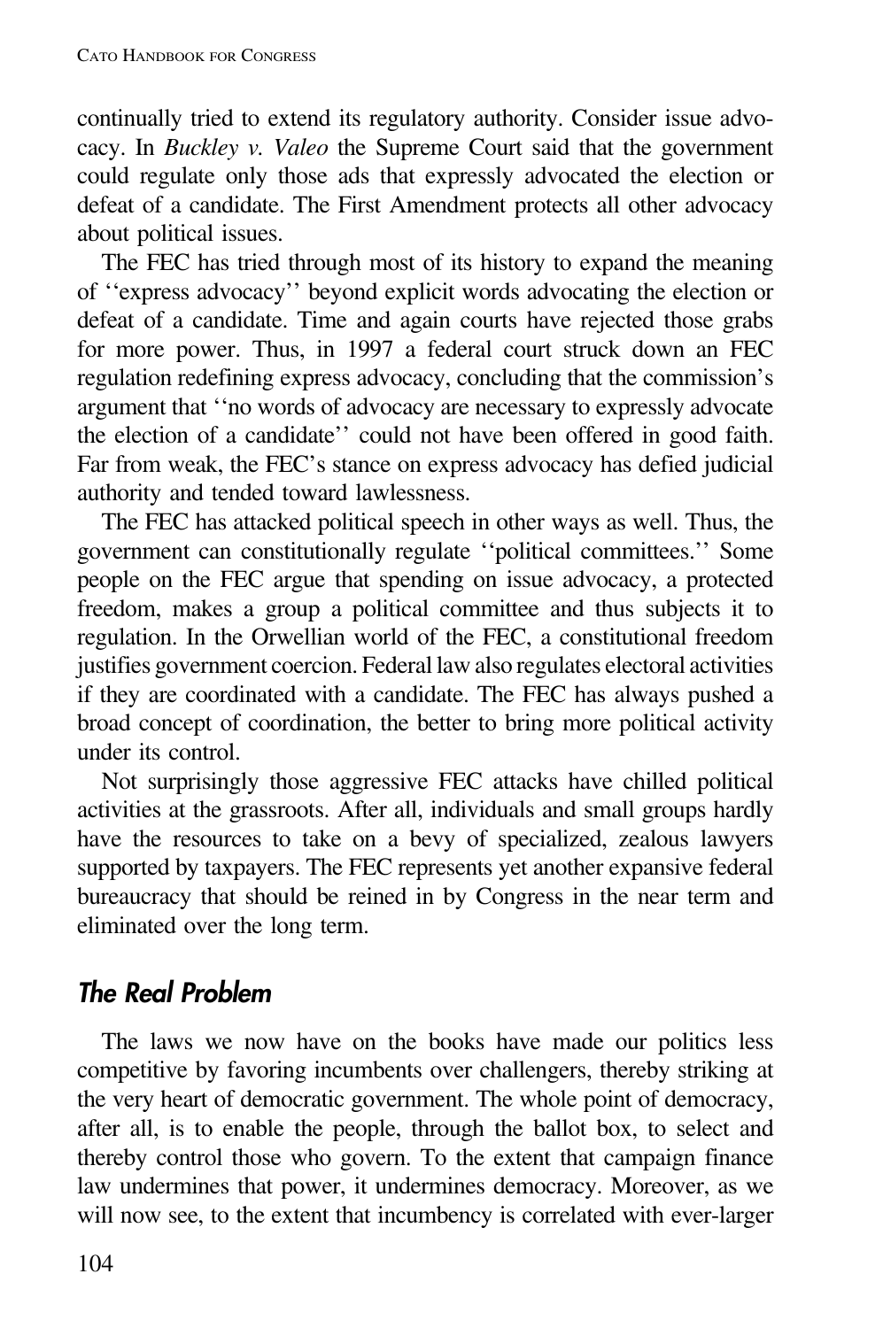continually tried to extend its regulatory authority. Consider issue advocacy. In *Buckley v. Valeo* the Supreme Court said that the government could regulate only those ads that expressly advocated the election or defeat of a candidate. The First Amendment protects all other advocacy about political issues.

The FEC has tried through most of its history to expand the meaning of ''express advocacy'' beyond explicit words advocating the election or defeat of a candidate. Time and again courts have rejected those grabs for more power. Thus, in 1997 a federal court struck down an FEC regulation redefining express advocacy, concluding that the commission's argument that ''no words of advocacy are necessary to expressly advocate the election of a candidate'' could not have been offered in good faith. Far from weak, the FEC's stance on express advocacy has defied judicial authority and tended toward lawlessness.

The FEC has attacked political speech in other ways as well. Thus, the government can constitutionally regulate ''political committees.'' Some people on the FEC argue that spending on issue advocacy, a protected freedom, makes a group a political committee and thus subjects it to regulation. In the Orwellian world of the FEC, a constitutional freedom justifies government coercion. Federal law also regulates electoral activities if they are coordinated with a candidate. The FEC has always pushed a broad concept of coordination, the better to bring more political activity under its control.

Not surprisingly those aggressive FEC attacks have chilled political activities at the grassroots. After all, individuals and small groups hardly have the resources to take on a bevy of specialized, zealous lawyers supported by taxpayers. The FEC represents yet another expansive federal bureaucracy that should be reined in by Congress in the near term and eliminated over the long term.

## *The Real Problem*

The laws we now have on the books have made our politics less competitive by favoring incumbents over challengers, thereby striking at the very heart of democratic government. The whole point of democracy, after all, is to enable the people, through the ballot box, to select and thereby control those who govern. To the extent that campaign finance law undermines that power, it undermines democracy. Moreover, as we will now see, to the extent that incumbency is correlated with ever-larger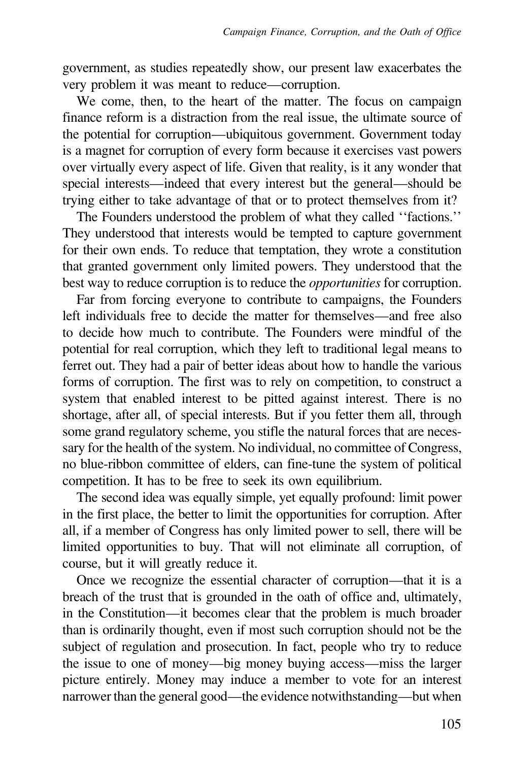government, as studies repeatedly show, our present law exacerbates the very problem it was meant to reduce—corruption.

We come, then, to the heart of the matter. The focus on campaign finance reform is a distraction from the real issue, the ultimate source of the potential for corruption—ubiquitous government. Government today is a magnet for corruption of every form because it exercises vast powers over virtually every aspect of life. Given that reality, is it any wonder that special interests—indeed that every interest but the general—should be trying either to take advantage of that or to protect themselves from it?

The Founders understood the problem of what they called ''factions.'' They understood that interests would be tempted to capture government for their own ends. To reduce that temptation, they wrote a constitution that granted government only limited powers. They understood that the best way to reduce corruption is to reduce the *opportunities* for corruption.

Far from forcing everyone to contribute to campaigns, the Founders left individuals free to decide the matter for themselves—and free also to decide how much to contribute. The Founders were mindful of the potential for real corruption, which they left to traditional legal means to ferret out. They had a pair of better ideas about how to handle the various forms of corruption. The first was to rely on competition, to construct a system that enabled interest to be pitted against interest. There is no shortage, after all, of special interests. But if you fetter them all, through some grand regulatory scheme, you stifle the natural forces that are necessary for the health of the system. No individual, no committee of Congress, no blue-ribbon committee of elders, can fine-tune the system of political competition. It has to be free to seek its own equilibrium.

The second idea was equally simple, yet equally profound: limit power in the first place, the better to limit the opportunities for corruption. After all, if a member of Congress has only limited power to sell, there will be limited opportunities to buy. That will not eliminate all corruption, of course, but it will greatly reduce it.

Once we recognize the essential character of corruption—that it is a breach of the trust that is grounded in the oath of office and, ultimately, in the Constitution—it becomes clear that the problem is much broader than is ordinarily thought, even if most such corruption should not be the subject of regulation and prosecution. In fact, people who try to reduce the issue to one of money—big money buying access—miss the larger picture entirely. Money may induce a member to vote for an interest narrower than the general good—the evidence notwithstanding—but when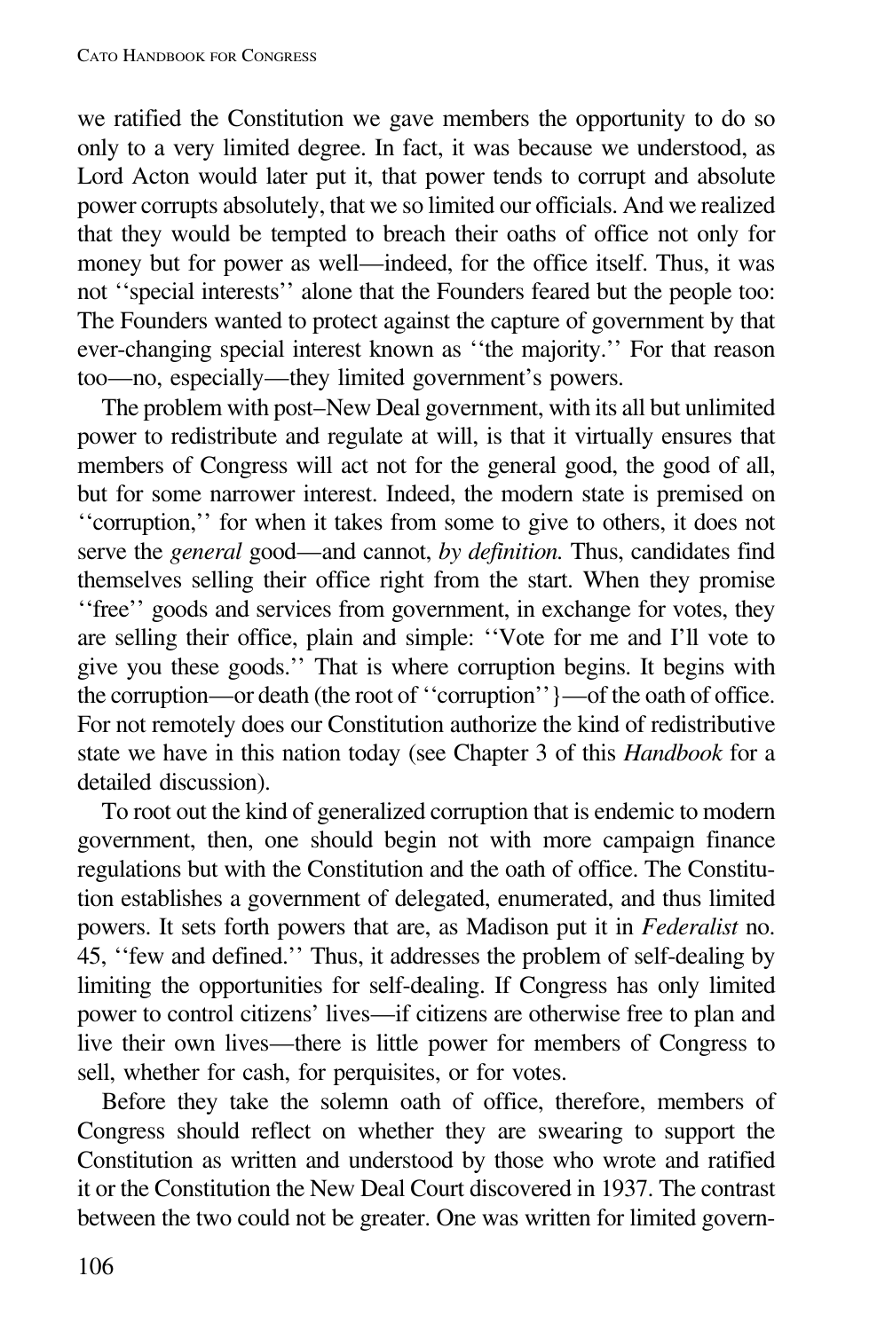we ratified the Constitution we gave members the opportunity to do so only to a very limited degree. In fact, it was because we understood, as Lord Acton would later put it, that power tends to corrupt and absolute power corrupts absolutely, that we so limited our officials. And we realized that they would be tempted to breach their oaths of office not only for money but for power as well—indeed, for the office itself. Thus, it was not ''special interests'' alone that the Founders feared but the people too: The Founders wanted to protect against the capture of government by that ever-changing special interest known as ''the majority.'' For that reason too—no, especially—they limited government's powers.

The problem with post–New Deal government, with its all but unlimited power to redistribute and regulate at will, is that it virtually ensures that members of Congress will act not for the general good, the good of all, but for some narrower interest. Indeed, the modern state is premised on ''corruption,'' for when it takes from some to give to others, it does not serve the *general* good—and cannot, *by definition.* Thus, candidates find themselves selling their office right from the start. When they promise ''free'' goods and services from government, in exchange for votes, they are selling their office, plain and simple: ''Vote for me and I'll vote to give you these goods.'' That is where corruption begins. It begins with the corruption—or death (the root of ''corruption''}—of the oath of office. For not remotely does our Constitution authorize the kind of redistributive state we have in this nation today (see Chapter 3 of this *Handbook* for a detailed discussion).

To root out the kind of generalized corruption that is endemic to modern government, then, one should begin not with more campaign finance regulations but with the Constitution and the oath of office. The Constitution establishes a government of delegated, enumerated, and thus limited powers. It sets forth powers that are, as Madison put it in *Federalist* no. 45, ''few and defined.'' Thus, it addresses the problem of self-dealing by limiting the opportunities for self-dealing. If Congress has only limited power to control citizens' lives—if citizens are otherwise free to plan and live their own lives—there is little power for members of Congress to sell, whether for cash, for perquisites, or for votes.

Before they take the solemn oath of office, therefore, members of Congress should reflect on whether they are swearing to support the Constitution as written and understood by those who wrote and ratified it or the Constitution the New Deal Court discovered in 1937. The contrast between the two could not be greater. One was written for limited govern-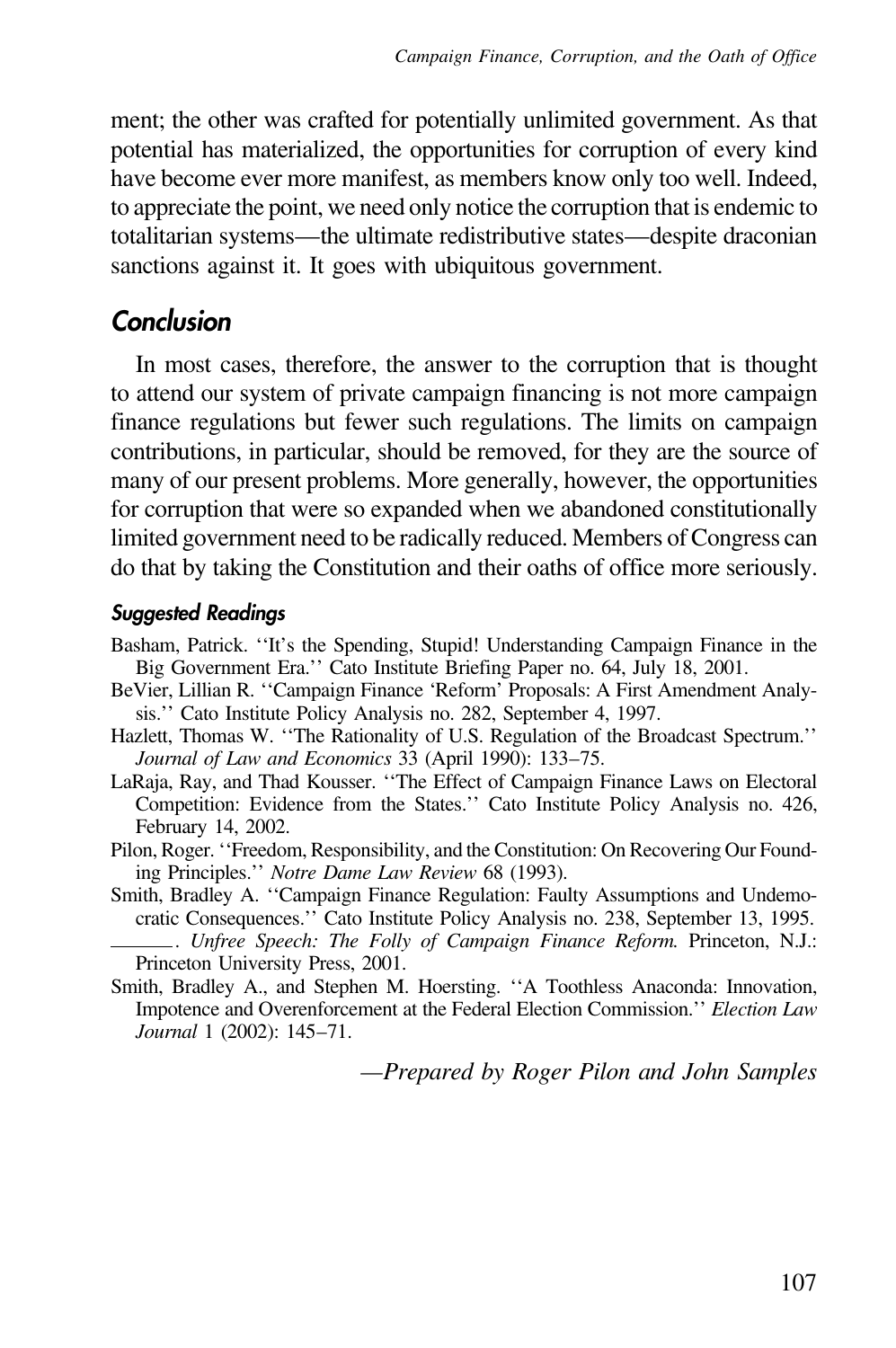ment; the other was crafted for potentially unlimited government. As that potential has materialized, the opportunities for corruption of every kind have become ever more manifest, as members know only too well. Indeed, to appreciate the point, we need only notice the corruption that is endemic to totalitarian systems—the ultimate redistributive states—despite draconian sanctions against it. It goes with ubiquitous government.

## Conclusion

In most cases, therefore, the answer to the corruption that is thought to attend our system of private campaign financing is not more campaign finance regulations but fewer such regulations. The limits on campaign contributions, in particular, should be removed, for they are the source of many of our present problems. More generally, however, the opportunities for corruption that were so expanded when we abandoned constitutionally limited government need to be radically reduced. Members of Congress can do that by taking the Constitution and their oaths of office more seriously.

### Suggested Readings

Basham, Patrick. ''It's the Spending, Stupid! Understanding Campaign Finance in the Big Government Era.'' Cato Institute Briefing Paper no. 64, July 18, 2001.

BeVier, Lillian R. ''Campaign Finance 'Reform' Proposals: A First Amendment Analysis.'' Cato Institute Policy Analysis no. 282, September 4, 1997.

Hazlett, Thomas W. ''The Rationality of U.S. Regulation of the Broadcast Spectrum.'' *Journal of Law and Economics* 33 (April 1990): 133–75.

LaRaja, Ray, and Thad Kousser. ''The Effect of Campaign Finance Laws on Electoral Competition: Evidence from the States.'' Cato Institute Policy Analysis no. 426, February 14, 2002.

Pilon, Roger. ''Freedom, Responsibility, and the Constitution: On Recovering Our Founding Principles.'' *Notre Dame Law Review* 68 (1993).

Smith, Bradley A. ''Campaign Finance Regulation: Faulty Assumptions and Undemocratic Consequences.'' Cato Institute Policy Analysis no. 238, September 13, 1995.

______. *Unfree Speech: The Folly of Campaign Finance Reform.* Princeton, N.J.: Princeton University Press, 2001.

Smith, Bradley A., and Stephen M. Hoersting. ''A Toothless Anaconda: Innovation, Impotence and Overenforcement at the Federal Election Commission.'' *Election Law Journal* 1 (2002): 145–71.

*—Prepared by Roger Pilon and John Samples*